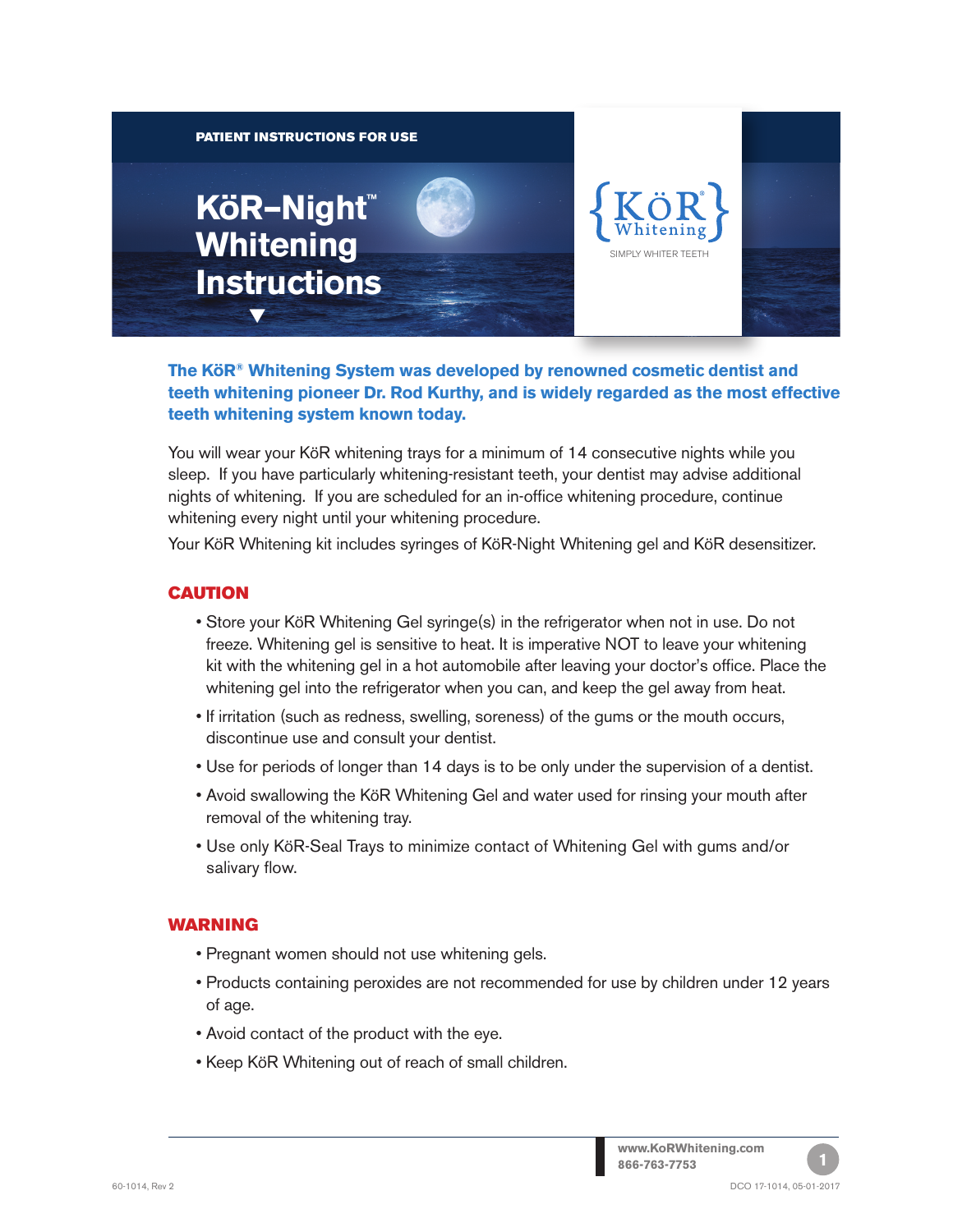PATIENT INSTRUCTIONS FOR USE

# KöR–Night™ Whitening Instructions

{KöR® Whitening}

SIMPLY WHITER TEETH

**The KöR® Whitening System was developed by renowned cosmetic dentist and teeth whitening pioneer Dr. Rod Kurthy, and is widely regarded as the most effective teeth whitening system known today.**

You will wear your KöR whitening trays for a minimum of 14 consecutive nights while you sleep. If you have particularly whitening-resistant teeth, your dentist may advise additional nights of whitening. If you are scheduled for an in-office whitening procedure, continue whitening every night until your whitening procedure.

Your KöR Whitening kit includes syringes of KöR-Night Whitening gel and KöR desensitizer.

## CAUTION

- Store your KöR Whitening Gel syringe(s) in the refrigerator when not in use. Do not freeze. Whitening gel is sensitive to heat. It is imperative NOT to leave your whitening kit with the whitening gel in a hot automobile after leaving your doctor's office. Place the whitening gel into the refrigerator when you can, and keep the gel away from heat.
- If irritation (such as redness, swelling, soreness) of the gums or the mouth occurs, discontinue use and consult your dentist.
- Use for periods of longer than 14 days is to be only under the supervision of a dentist.
- Avoid swallowing the KöR Whitening Gel and water used for rinsing your mouth after removal of the whitening tray.
- Use only KöR-Seal Trays to minimize contact of Whitening Gel with gums and/or salivary flow.

## WARNING

- Pregnant women should not use whitening gels.
- Products containing peroxides are not recommended for use by children under 12 years of age.
- Avoid contact of the product with the eye.
- Keep KöR Whitening out of reach of small children.

**www.KoRWhitening.com**
**866-763-7753**

60-1014, Rev 2

DCO 17-1014, 05-01-2017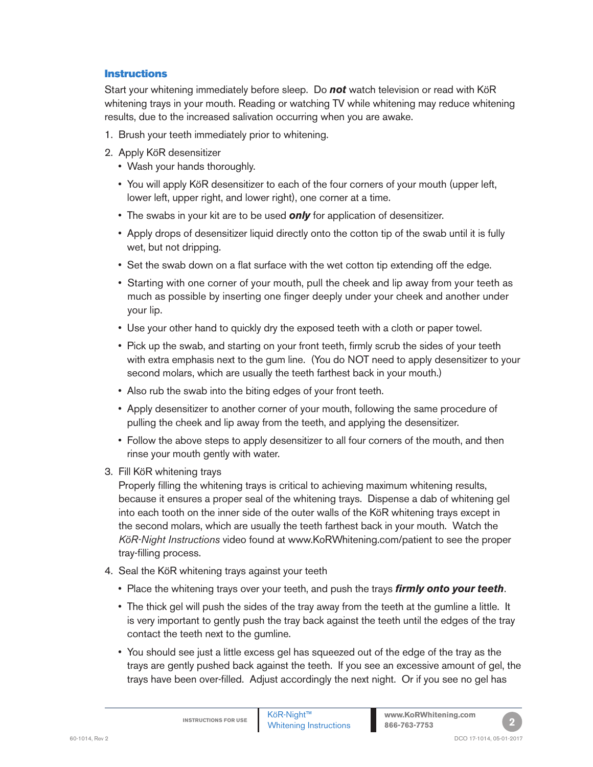## Instructions

Start your whitening immediately before sleep. Do ***not*** watch television or read with KöR whitening trays in your mouth. Reading or watching TV while whitening may reduce whitening results, due to the increased salivation occurring when you are awake.

1. Brush your teeth immediately prior to whitening.
2. Apply KöR desensitizer
   - Wash your hands thoroughly.
   - You will apply KöR desensitizer to each of the four corners of your mouth (upper left, lower left, upper right, and lower right), one corner at a time.
   - The swabs in your kit are to be used ***only*** for application of desensitizer.
   - Apply drops of desensitizer liquid directly onto the cotton tip of the swab until it is fully wet, but not dripping.
   - Set the swab down on a flat surface with the wet cotton tip extending off the edge.
   - Starting with one corner of your mouth, pull the cheek and lip away from your teeth as much as possible by inserting one finger deeply under your cheek and another under your lip.
   - Use your other hand to quickly dry the exposed teeth with a cloth or paper towel.
   - Pick up the swab, and starting on your front teeth, firmly scrub the sides of your teeth with extra emphasis next to the gum line. (You do NOT need to apply desensitizer to your second molars, which are usually the teeth farthest back in your mouth.)
   - Also rub the swab into the biting edges of your front teeth.
   - Apply desensitizer to another corner of your mouth, following the same procedure of pulling the cheek and lip away from the teeth, and applying the desensitizer.
   - Follow the above steps to apply desensitizer to all four corners of the mouth, and then rinse your mouth gently with water.
3. Fill KöR whitening trays
   Properly filling the whitening trays is critical to achieving maximum whitening results, because it ensures a proper seal of the whitening trays. Dispense a dab of whitening gel into each tooth on the inner side of the outer walls of the KöR whitening trays except in the second molars, which are usually the teeth farthest back in your mouth. Watch the *KöR-Night Instructions* video found at www.KoRWhitening.com/patient to see the proper tray-filling process.
4. Seal the KöR whitening trays against your teeth
   - Place the whitening trays over your teeth, and push the trays ***firmly onto your teeth***.
   - The thick gel will push the sides of the tray away from the teeth at the gumline a little. It is very important to gently push the tray back against the teeth until the edges of the tray contact the teeth next to the gumline.
   - You should see just a little excess gel has squeezed out of the edge of the tray as the trays are gently pushed back against the teeth. If you see an excessive amount of gel, the trays have been over-filled. Adjust accordingly the next night. Or if you see no gel has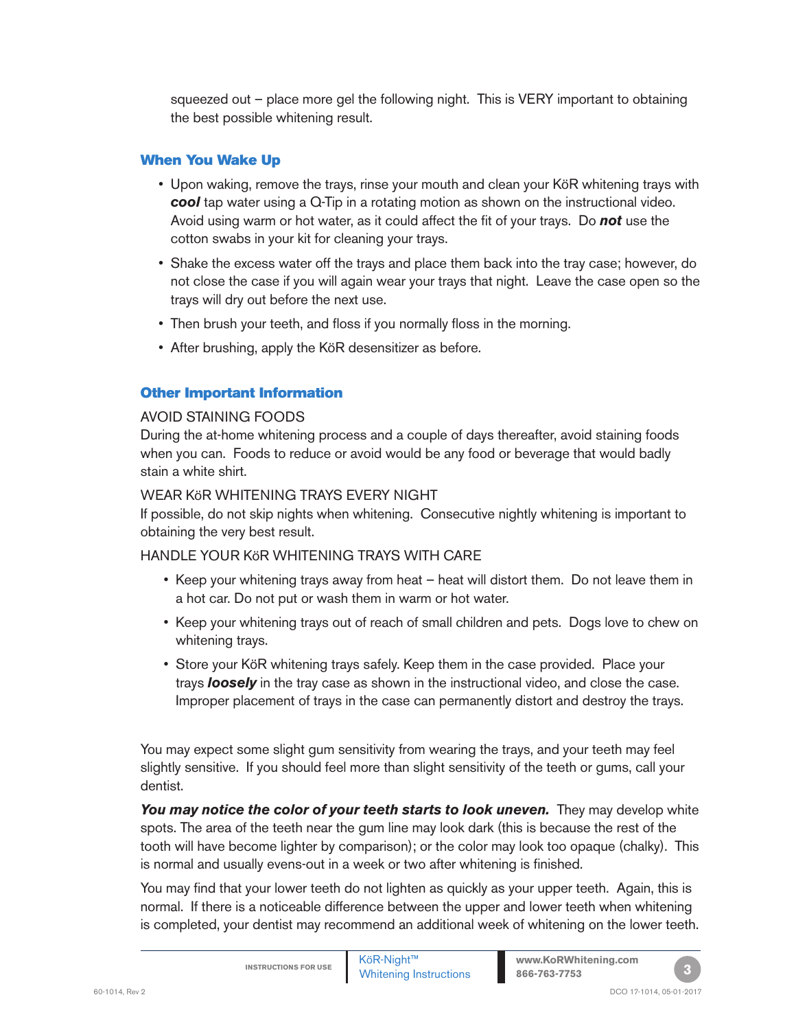squeezed out – place more gel the following night. This is VERY important to obtaining the best possible whitening result.

## When You Wake Up

- Upon waking, remove the trays, rinse your mouth and clean your KöR whitening trays with ***cool*** tap water using a Q-Tip in a rotating motion as shown on the instructional video. Avoid using warm or hot water, as it could affect the fit of your trays. Do ***not*** use the cotton swabs in your kit for cleaning your trays.
- Shake the excess water off the trays and place them back into the tray case; however, do not close the case if you will again wear your trays that night. Leave the case open so the trays will dry out before the next use.
- Then brush your teeth, and floss if you normally floss in the morning.
- After brushing, apply the KöR desensitizer as before.

## Other Important Information

AVOID STAINING FOODS

During the at-home whitening process and a couple of days thereafter, avoid staining foods when you can. Foods to reduce or avoid would be any food or beverage that would badly stain a white shirt.

WEAR KöR WHITENING TRAYS EVERY NIGHT

If possible, do not skip nights when whitening. Consecutive nightly whitening is important to obtaining the very best result.

HANDLE YOUR KöR WHITENING TRAYS WITH CARE

- Keep your whitening trays away from heat – heat will distort them. Do not leave them in a hot car. Do not put or wash them in warm or hot water.
- Keep your whitening trays out of reach of small children and pets. Dogs love to chew on whitening trays.
- Store your KöR whitening trays safely. Keep them in the case provided. Place your trays ***loosely*** in the tray case as shown in the instructional video, and close the case. Improper placement of trays in the case can permanently distort and destroy the trays.

You may expect some slight gum sensitivity from wearing the trays, and your teeth may feel slightly sensitive. If you should feel more than slight sensitivity of the teeth or gums, call your dentist.

***You may notice the color of your teeth starts to look uneven.*** They may develop white spots. The area of the teeth near the gum line may look dark (this is because the rest of the tooth will have become lighter by comparison); or the color may look too opaque (chalky). This is normal and usually evens-out in a week or two after whitening is finished.

You may find that your lower teeth do not lighten as quickly as your upper teeth. Again, this is normal. If there is a noticeable difference between the upper and lower teeth when whitening is completed, your dentist may recommend an additional week of whitening on the lower teeth.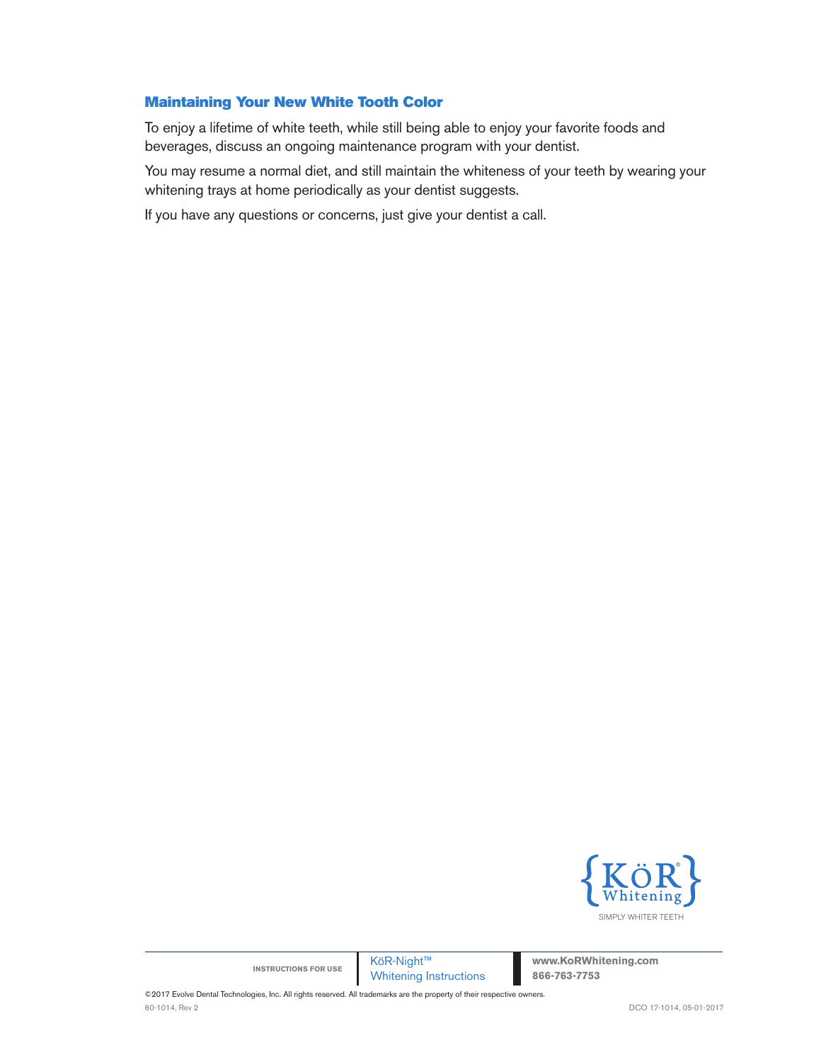## Maintaining Your New White Tooth Color

To enjoy a lifetime of white teeth, while still being able to enjoy your favorite foods and beverages, discuss an ongoing maintenance program with your dentist.

You may resume a normal diet, and still maintain the whiteness of your teeth by wearing your whitening trays at home periodically as your dentist suggests.

If you have any questions or concerns, just give your dentist a call.

{KöR® Whitening}

SIMPLY WHITER TEETH

INSTRUCTIONS FOR USE

KöR-Night™
Whitening Instructions

**www.KoRWhitening.com**
**866-763-7753**

©2017 Evolve Dental Technologies, Inc. All rights reserved. All trademarks are the property of their respective owners.

60-1014, Rev 2

DCO 17-1014, 05-01-2017